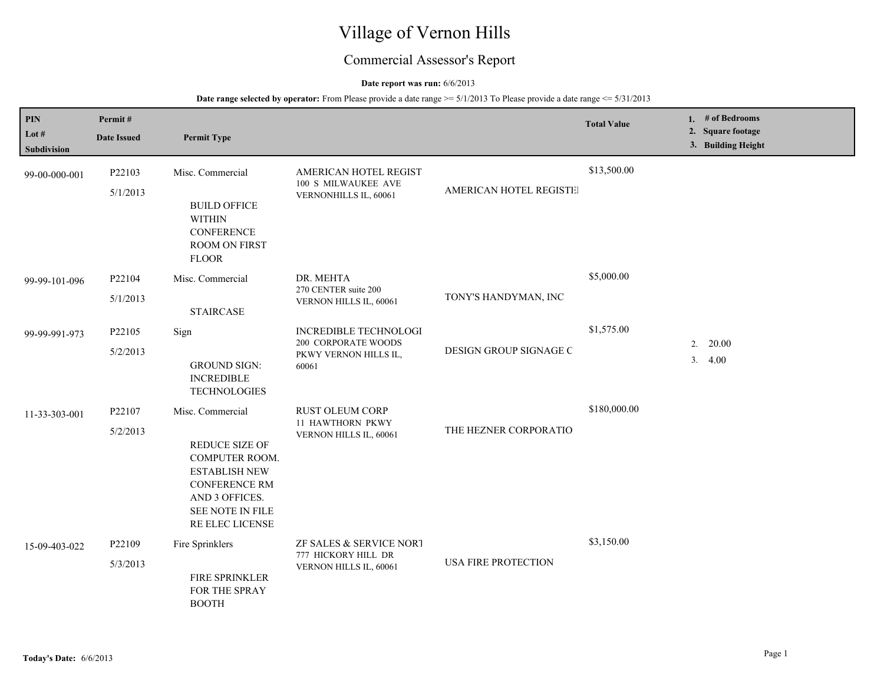# Village of Vernon Hills

## Commercial Assessor's Report

**Date report was run:** 6/6/2013

**Date range selected by operator:** From Please provide a date range >= 5/1/2013 To Please provide a date range <= 5/31/2013

| PIN / Lot # / Subdivision | Permit # / Date Issued | Permit Type | | | Total Value | 1. # of Bedrooms 2. Square footage 3. Building Height |
|---|---|---|---|---|---|---|
| 99-00-000-001 | P22103 5/1/2013 | Misc. Commercial BUILD OFFICE WITHIN CONFERENCE ROOM ON FIRST FLOOR | AMERICAN HOTEL REGIST 100 S MILWAUKEE AVE VERNONHILLS IL, 60061 | AMERICAN HOTEL REGISTE | $13,500.00 | |
| 99-99-101-096 | P22104 5/1/2013 | Misc. Commercial STAIRCASE | DR. MEHTA 270 CENTER suite 200 VERNON HILLS IL, 60061 | TONY'S HANDYMAN, INC | $5,000.00 | |
| 99-99-991-973 | P22105 5/2/2013 | Sign GROUND SIGN: INCREDIBLE TECHNOLOGIES | INCREDIBLE TECHNOLOGI 200 CORPORATE WOODS PKWY VERNON HILLS IL, 60061 | DESIGN GROUP SIGNAGE C | $1,575.00 | 2. 20.00 3. 4.00 |
| 11-33-303-001 | P22107 5/2/2013 | Misc. Commercial REDUCE SIZE OF COMPUTER ROOM. ESTABLISH NEW CONFERENCE RM AND 3 OFFICES. SEE NOTE IN FILE RE ELEC LICENSE | RUST OLEUM CORP 11 HAWTHORN PKWY VERNON HILLS IL, 60061 | THE HEZNER CORPORATIO | $180,000.00 | |
| 15-09-403-022 | P22109 5/3/2013 | Fire Sprinklers FIRE SPRINKLER FOR THE SPRAY BOOTH | ZF SALES & SERVICE NORT 777 HICKORY HILL DR VERNON HILLS IL, 60061 | USA FIRE PROTECTION | $3,150.00 | |

**Today's Date:** 6/6/2013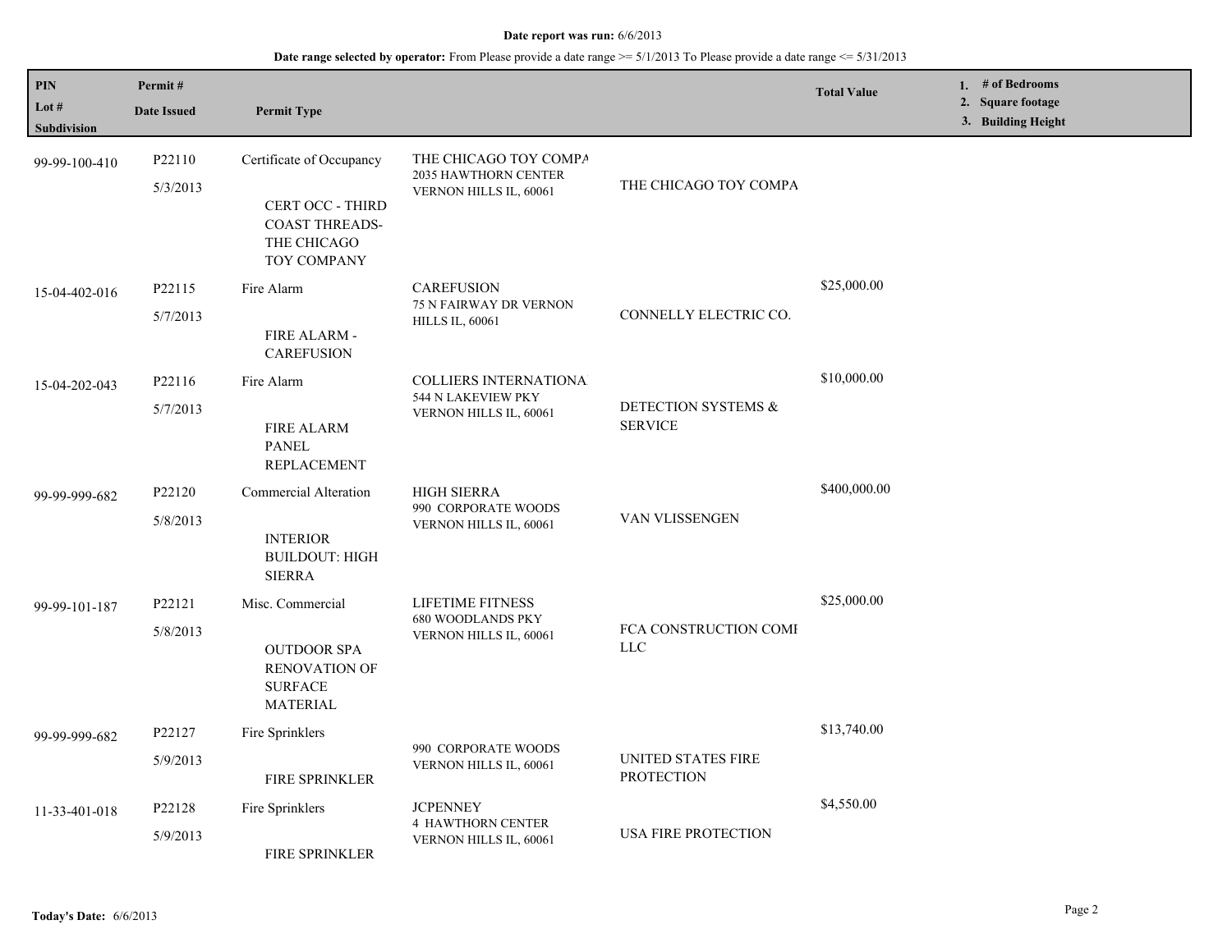**Date report was run:** 6/6/2013

**Date range selected by operator:** From Please provide a date range >= 5/1/2013 To Please provide a date range <= 5/31/2013

| PIN / Lot # / Subdivision | Permit # / Date Issued | Permit Type | | | Total Value | 1. # of Bedrooms 2. Square footage 3. Building Height |
|---|---|---|---|---|---|---|
| 99-99-100-410 | P22110<br>5/3/2013 | Certificate of Occupancy<br>CERT OCC - THIRD COAST THREADS-THE CHICAGO TOY COMPANY | THE CHICAGO TOY COMPA<br>2035 HAWTHORN CENTER<br>VERNON HILLS IL, 60061 | THE CHICAGO TOY COMPA | | |
| 15-04-402-016 | P22115<br>5/7/2013 | Fire Alarm<br>FIRE ALARM - CAREFUSION | CAREFUSION<br>75 N FAIRWAY DR VERNON HILLS IL, 60061 | CONNELLY ELECTRIC CO. | $25,000.00 | |
| 15-04-202-043 | P22116<br>5/7/2013 | Fire Alarm<br>FIRE ALARM PANEL REPLACEMENT | COLLIERS INTERNATIONA<br>544 N LAKEVIEW PKY<br>VERNON HILLS IL, 60061 | DETECTION SYSTEMS & SERVICE | $10,000.00 | |
| 99-99-999-682 | P22120<br>5/8/2013 | Commercial Alteration<br>INTERIOR BUILDOUT: HIGH SIERRA | HIGH SIERRA<br>990 CORPORATE WOODS<br>VERNON HILLS IL, 60061 | VAN VLISSENGEN | $400,000.00 | |
| 99-99-101-187 | P22121<br>5/8/2013 | Misc. Commercial<br>OUTDOOR SPA RENOVATION OF SURFACE MATERIAL | LIFETIME FITNESS<br>680 WOODLANDS PKY<br>VERNON HILLS IL, 60061 | FCA CONSTRUCTION COMI LLC | $25,000.00 | |
| 99-99-999-682 | P22127<br>5/9/2013 | Fire Sprinklers<br>FIRE SPRINKLER | 990 CORPORATE WOODS<br>VERNON HILLS IL, 60061 | UNITED STATES FIRE PROTECTION | $13,740.00 | |
| 11-33-401-018 | P22128<br>5/9/2013 | Fire Sprinklers<br>FIRE SPRINKLER | JCPENNEY<br>4 HAWTHORN CENTER<br>VERNON HILLS IL, 60061 | USA FIRE PROTECTION | $4,550.00 | |

**Today's Date:** 6/6/2013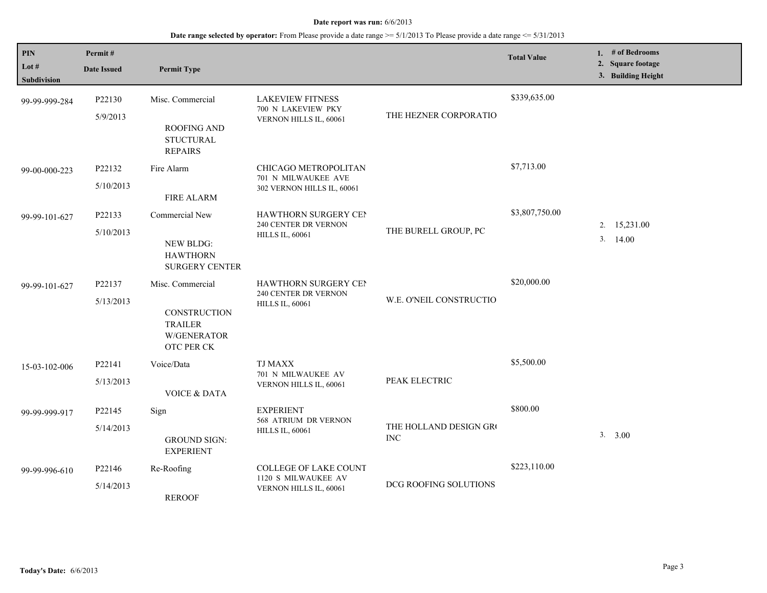**Date report was run:** 6/6/2013

**Date range selected by operator:** From Please provide a date range >= 5/1/2013 To Please provide a date range <= 5/31/2013

| PIN / Lot # / Subdivision | Permit # / Date Issued | Permit Type | | | Total Value | 1. # of Bedrooms 2. Square footage 3. Building Height |
|---|---|---|---|---|---|---|
| 99-99-999-284 | P22130 5/9/2013 | Misc. Commercial ROOFING AND STUCTURAL REPAIRS | LAKEVIEW FITNESS 700 N LAKEVIEW PKY VERNON HILLS IL, 60061 | THE HEZNER CORPORATIO | $339,635.00 | |
| 99-00-000-223 | P22132 5/10/2013 | Fire Alarm FIRE ALARM | CHICAGO METROPOLITAN 701 N MILWAUKEE AVE 302 VERNON HILLS IL, 60061 | | $7,713.00 | |
| 99-99-101-627 | P22133 5/10/2013 | Commercial New NEW BLDG: HAWTHORN SURGERY CENTER | HAWTHORN SURGERY CEI 240 CENTER DR VERNON HILLS IL, 60061 | THE BURELL GROUP, PC | $3,807,750.00 | 2. 15,231.00 3. 14.00 |
| 99-99-101-627 | P22137 5/13/2013 | Misc. Commercial CONSTRUCTION TRAILER W/GENERATOR OTC PER CK | HAWTHORN SURGERY CEI 240 CENTER DR VERNON HILLS IL, 60061 | W.E. O'NEIL CONSTRUCTIO | $20,000.00 | |
| 15-03-102-006 | P22141 5/13/2013 | Voice/Data VOICE & DATA | TJ MAXX 701 N MILWAUKEE AV VERNON HILLS IL, 60061 | PEAK ELECTRIC | $5,500.00 | |
| 99-99-999-917 | P22145 5/14/2013 | Sign GROUND SIGN: EXPERIENT | EXPERIENT 568 ATRIUM DR VERNON HILLS IL, 60061 | THE HOLLAND DESIGN GR( INC | $800.00 | 3. 3.00 |
| 99-99-996-610 | P22146 5/14/2013 | Re-Roofing REROOF | COLLEGE OF LAKE COUNT 1120 S MILWAUKEE AV VERNON HILLS IL, 60061 | DCG ROOFING SOLUTIONS | $223,110.00 | |

**Today's Date:** 6/6/2013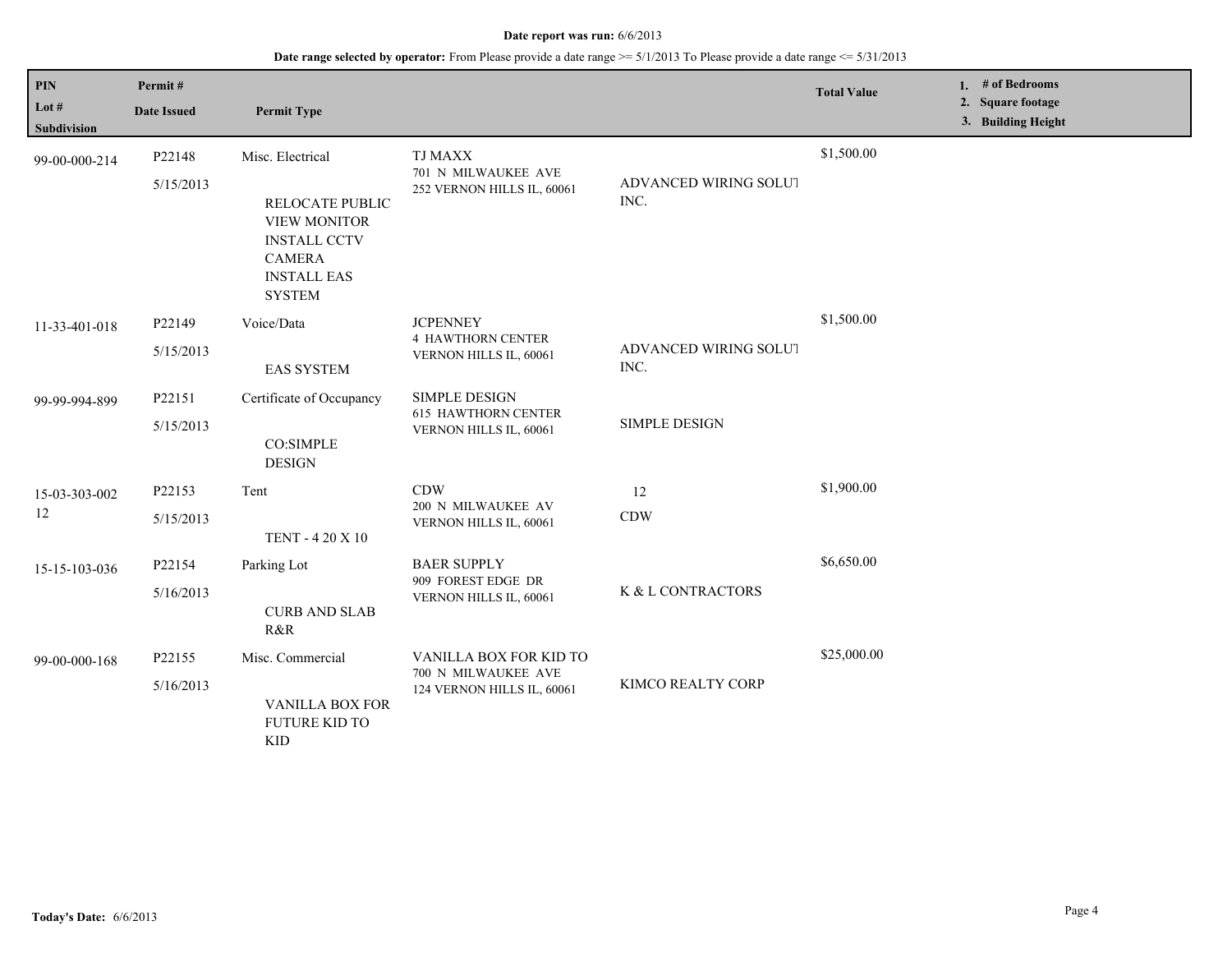**Date report was run:** 6/6/2013

**Date range selected by operator:** From Please provide a date range >= 5/1/2013 To Please provide a date range <= 5/31/2013

| PIN / Lot # / Subdivision | Permit # / Date Issued | Permit Type | | | Total Value | 1. # of Bedrooms 2. Square footage 3. Building Height |
|---|---|---|---|---|---|---|
| 99-00-000-214 | P22148 5/15/2013 | Misc. Electrical RELOCATE PUBLIC VIEW MONITOR INSTALL CCTV CAMERA INSTALL EAS SYSTEM | TJ MAXX 701 N MILWAUKEE AVE 252 VERNON HILLS IL, 60061 | ADVANCED WIRING SOLUT INC. | $1,500.00 | |
| 11-33-401-018 | P22149 5/15/2013 | Voice/Data EAS SYSTEM | JCPENNEY 4 HAWTHORN CENTER VERNON HILLS IL, 60061 | ADVANCED WIRING SOLUT INC. | $1,500.00 | |
| 99-99-994-899 | P22151 5/15/2013 | Certificate of Occupancy CO:SIMPLE DESIGN | SIMPLE DESIGN 615 HAWTHORN CENTER VERNON HILLS IL, 60061 | SIMPLE DESIGN | | |
| 15-03-303-002 12 | P22153 5/15/2013 | Tent TENT - 4 20 X 10 | CDW 200 N MILWAUKEE AV VERNON HILLS IL, 60061 | 12 CDW | $1,900.00 | |
| 15-15-103-036 | P22154 5/16/2013 | Parking Lot CURB AND SLAB R&R | BAER SUPPLY 909 FOREST EDGE DR VERNON HILLS IL, 60061 | K & L CONTRACTORS | $6,650.00 | |
| 99-00-000-168 | P22155 5/16/2013 | Misc. Commercial VANILLA BOX FOR FUTURE KID TO KID | VANILLA BOX FOR KID TO 700 N MILWAUKEE AVE 124 VERNON HILLS IL, 60061 | KIMCO REALTY CORP | $25,000.00 | |

**Today's Date:** 6/6/2013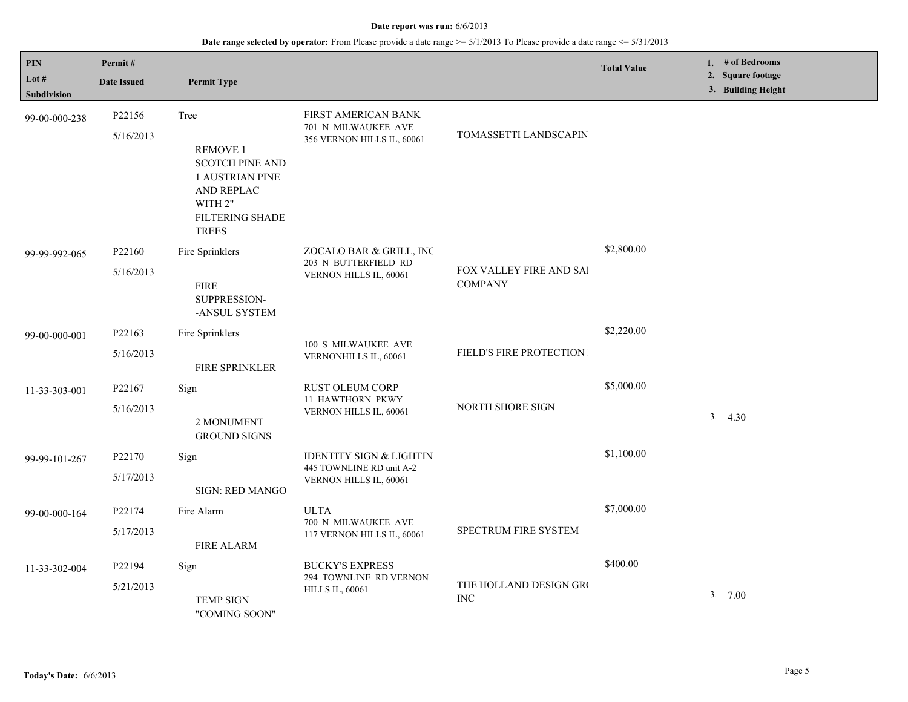**Date report was run:** 6/6/2013

**Date range selected by operator:** From Please provide a date range >= 5/1/2013 To Please provide a date range <= 5/31/2013

| PIN<br>Lot #<br>Subdivision | Permit #<br>Date Issued | Permit Type | | | Total Value | 1. # of Bedrooms<br>2. Square footage<br>3. Building Height |
|---|---|---|---|---|---|---|
| 99-00-000-238 | P22156<br>5/16/2013 | Tree<br>REMOVE 1 SCOTCH PINE AND 1 AUSTRIAN PINE AND REPLAC WITH 2" FILTERING SHADE TREES | FIRST AMERICAN BANK<br>701 N MILWAUKEE AVE<br>356 VERNON HILLS IL, 60061 | TOMASSETTI LANDSCAPIN | | |
| 99-99-992-065 | P22160<br>5/16/2013 | Fire Sprinklers<br>FIRE SUPPRESSION--ANSUL SYSTEM | ZOCALO BAR & GRILL, INC<br>203 N BUTTERFIELD RD<br>VERNON HILLS IL, 60061 | FOX VALLEY FIRE AND SAI COMPANY | $2,800.00 | |
| 99-00-000-001 | P22163<br>5/16/2013 | Fire Sprinklers<br>FIRE SPRINKLER | 100 S MILWAUKEE AVE<br>VERNONHILLS IL, 60061 | FIELD'S FIRE PROTECTION | $2,220.00 | |
| 11-33-303-001 | P22167<br>5/16/2013 | Sign<br>2 MONUMENT GROUND SIGNS | RUST OLEUM CORP<br>11 HAWTHORN PKWY<br>VERNON HILLS IL, 60061 | NORTH SHORE SIGN | $5,000.00 | 3. 4.30 |
| 99-99-101-267 | P22170<br>5/17/2013 | Sign<br>SIGN: RED MANGO | IDENTITY SIGN & LIGHTIN<br>445 TOWNLINE RD unit A-2<br>VERNON HILLS IL, 60061 | | $1,100.00 | |
| 99-00-000-164 | P22174<br>5/17/2013 | Fire Alarm<br>FIRE ALARM | ULTA<br>700 N MILWAUKEE AVE<br>117 VERNON HILLS IL, 60061 | SPECTRUM FIRE SYSTEM | $7,000.00 | |
| 11-33-302-004 | P22194<br>5/21/2013 | Sign<br>TEMP SIGN "COMING SOON" | BUCKY'S EXPRESS<br>294 TOWNLINE RD VERNON HILLS IL, 60061 | THE HOLLAND DESIGN GR( INC | $400.00 | 3. 7.00 |

**Today's Date:** 6/6/2013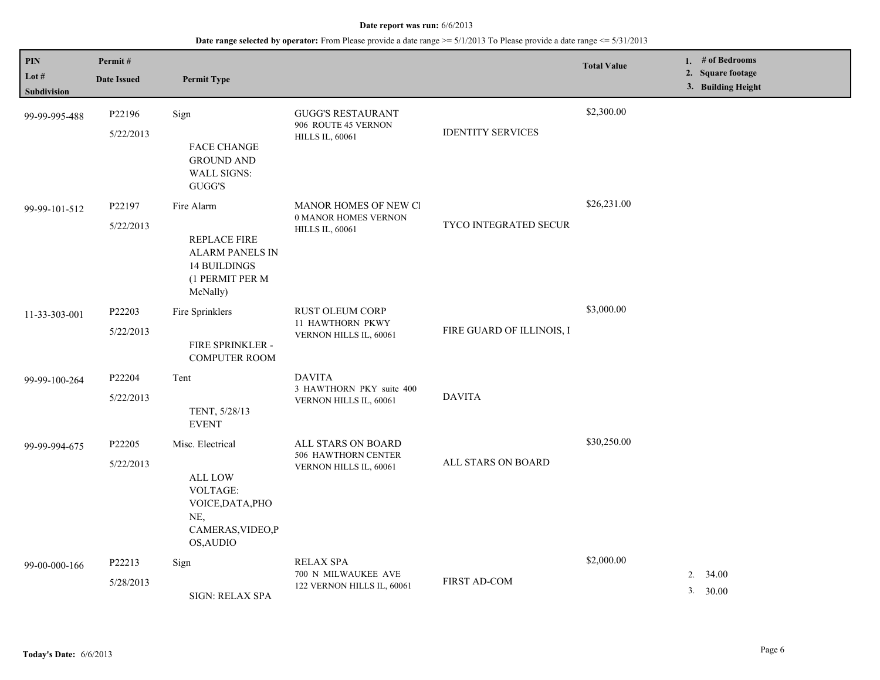**Date report was run:** 6/6/2013

**Date range selected by operator:** From Please provide a date range >= 5/1/2013 To Please provide a date range <= 5/31/2013

| PIN / Lot # / Subdivision | Permit # / Date Issued | Permit Type | | | Total Value | 1. # of Bedrooms 2. Square footage 3. Building Height |
|---|---|---|---|---|---|---|
| 99-99-995-488 | P22196<br>5/22/2013 | Sign<br>FACE CHANGE GROUND AND WALL SIGNS: GUGG'S | GUGG'S RESTAURANT<br>906 ROUTE 45 VERNON HILLS IL, 60061 | IDENTITY SERVICES | $2,300.00 | |
| 99-99-101-512 | P22197<br>5/22/2013 | Fire Alarm<br>REPLACE FIRE ALARM PANELS IN 14 BUILDINGS (1 PERMIT PER M McNally) | MANOR HOMES OF NEW Cl<br>0 MANOR HOMES VERNON HILLS IL, 60061 | TYCO INTEGRATED SECUR | $26,231.00 | |
| 11-33-303-001 | P22203<br>5/22/2013 | Fire Sprinklers<br>FIRE SPRINKLER - COMPUTER ROOM | RUST OLEUM CORP<br>11 HAWTHORN PKWY VERNON HILLS IL, 60061 | FIRE GUARD OF ILLINOIS, I | $3,000.00 | |
| 99-99-100-264 | P22204<br>5/22/2013 | Tent<br>TENT, 5/28/13 EVENT | DAVITA<br>3 HAWTHORN PKY suite 400 VERNON HILLS IL, 60061 | DAVITA | | |
| 99-99-994-675 | P22205<br>5/22/2013 | Misc. Electrical<br>ALL LOW VOLTAGE: VOICE,DATA,PHONE, CAMERAS,VIDEO,POS,AUDIO | ALL STARS ON BOARD<br>506 HAWTHORN CENTER VERNON HILLS IL, 60061 | ALL STARS ON BOARD | $30,250.00 | |
| 99-00-000-166 | P22213<br>5/28/2013 | Sign<br>SIGN: RELAX SPA | RELAX SPA<br>700 N MILWAUKEE AVE 122 VERNON HILLS IL, 60061 | FIRST AD-COM | $2,000.00 | 2. 34.00<br>3. 30.00 |

**Today's Date:** 6/6/2013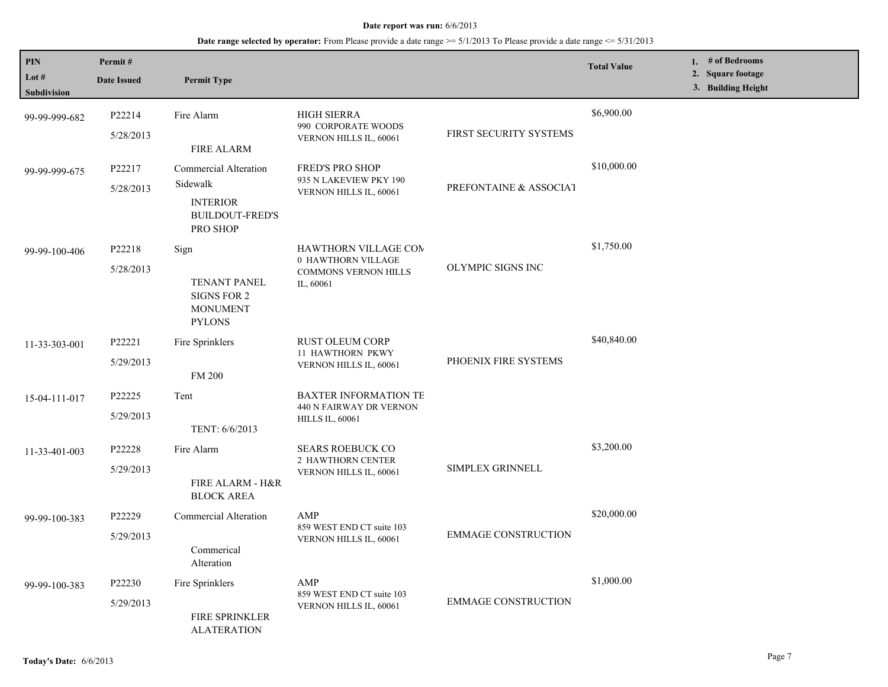**Date report was run:** 6/6/2013

**Date range selected by operator:** From Please provide a date range >= 5/1/2013 To Please provide a date range <= 5/31/2013

| PIN / Lot # / Subdivision | Permit # / Date Issued | Permit Type | | | Total Value | 1. # of Bedrooms 2. Square footage 3. Building Height |
|---|---|---|---|---|---|---|
| 99-99-999-682 | P22214 5/28/2013 | Fire Alarm FIRE ALARM | HIGH SIERRA 990 CORPORATE WOODS VERNON HILLS IL, 60061 | FIRST SECURITY SYSTEMS | $6,900.00 | |
| 99-99-999-675 | P22217 5/28/2013 | Commercial Alteration Sidewalk INTERIOR BUILDOUT-FRED'S PRO SHOP | FRED'S PRO SHOP 935 N LAKEVIEW PKY 190 VERNON HILLS IL, 60061 | PREFONTAINE & ASSOCIAT | $10,000.00 | |
| 99-99-100-406 | P22218 5/28/2013 | Sign TENANT PANEL SIGNS FOR 2 MONUMENT PYLONS | HAWTHORN VILLAGE COM 0 HAWTHORN VILLAGE COMMONS VERNON HILLS IL, 60061 | OLYMPIC SIGNS INC | $1,750.00 | |
| 11-33-303-001 | P22221 5/29/2013 | Fire Sprinklers FM 200 | RUST OLEUM CORP 11 HAWTHORN PKWY VERNON HILLS IL, 60061 | PHOENIX FIRE SYSTEMS | $40,840.00 | |
| 15-04-111-017 | P22225 5/29/2013 | Tent TENT: 6/6/2013 | BAXTER INFORMATION TE 440 N FAIRWAY DR VERNON HILLS IL, 60061 | | | |
| 11-33-401-003 | P22228 5/29/2013 | Fire Alarm FIRE ALARM - H&R BLOCK AREA | SEARS ROEBUCK CO 2 HAWTHORN CENTER VERNON HILLS IL, 60061 | SIMPLEX GRINNELL | $3,200.00 | |
| 99-99-100-383 | P22229 5/29/2013 | Commercial Alteration Commerical Alteration | AMP 859 WEST END CT suite 103 VERNON HILLS IL, 60061 | EMMAGE CONSTRUCTION | $20,000.00 | |
| 99-99-100-383 | P22230 5/29/2013 | Fire Sprinklers FIRE SPRINKLER ALATERATION | AMP 859 WEST END CT suite 103 VERNON HILLS IL, 60061 | EMMAGE CONSTRUCTION | $1,000.00 | |

**Today's Date:** 6/6/2013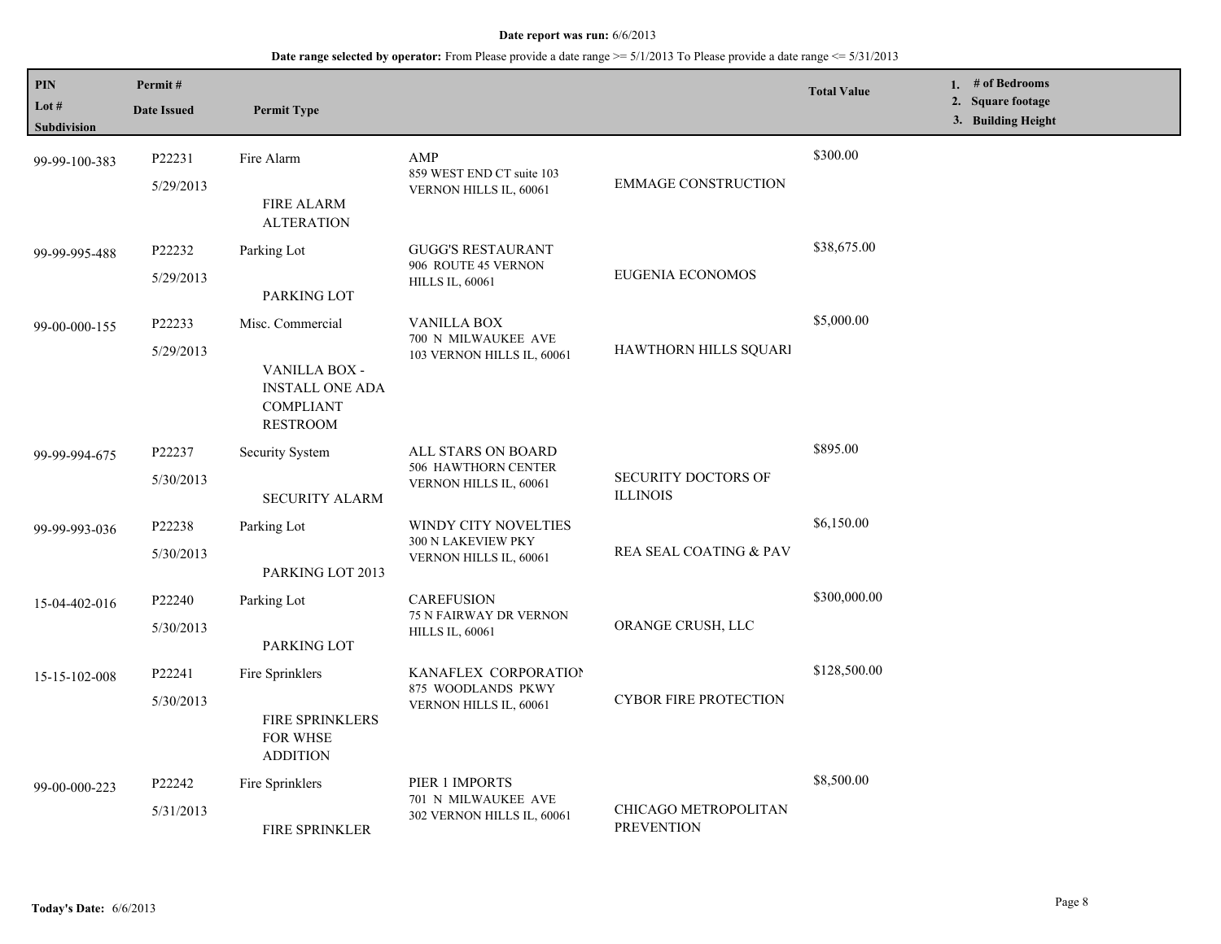**Date report was run:** 6/6/2013

**Date range selected by operator:** From Please provide a date range >= 5/1/2013 To Please provide a date range <= 5/31/2013

| PIN<br>Lot #<br>Subdivision | Permit #<br>Date Issued | Permit Type | | | Total Value | 1. # of Bedrooms<br>2. Square footage<br>3. Building Height |
|---|---|---|---|---|---|---|
| 99-99-100-383 | P22231<br>5/29/2013 | Fire Alarm<br><br>FIRE ALARM ALTERATION | AMP<br>859 WEST END CT suite 103 VERNON HILLS IL, 60061 | EMMAGE CONSTRUCTION | $300.00 | |
| 99-99-995-488 | P22232<br>5/29/2013 | Parking Lot<br><br>PARKING LOT | GUGG'S RESTAURANT<br>906 ROUTE 45 VERNON HILLS IL, 60061 | EUGENIA ECONOMOS | $38,675.00 | |
| 99-00-000-155 | P22233<br>5/29/2013 | Misc. Commercial<br><br>VANILLA BOX - INSTALL ONE ADA COMPLIANT RESTROOM | VANILLA BOX<br>700 N MILWAUKEE AVE 103 VERNON HILLS IL, 60061 | HAWTHORN HILLS SQUARI | $5,000.00 | |
| 99-99-994-675 | P22237<br>5/30/2013 | Security System<br><br>SECURITY ALARM | ALL STARS ON BOARD<br>506 HAWTHORN CENTER VERNON HILLS IL, 60061 | SECURITY DOCTORS OF ILLINOIS | $895.00 | |
| 99-99-993-036 | P22238<br>5/30/2013 | Parking Lot<br><br>PARKING LOT 2013 | WINDY CITY NOVELTIES<br>300 N LAKEVIEW PKY VERNON HILLS IL, 60061 | REA SEAL COATING & PAV | $6,150.00 | |
| 15-04-402-016 | P22240<br>5/30/2013 | Parking Lot<br><br>PARKING LOT | CAREFUSION<br>75 N FAIRWAY DR VERNON HILLS IL, 60061 | ORANGE CRUSH, LLC | $300,000.00 | |
| 15-15-102-008 | P22241<br>5/30/2013 | Fire Sprinklers<br><br>FIRE SPRINKLERS FOR WHSE ADDITION | KANAFLEX CORPORATION<br>875 WOODLANDS PKWY VERNON HILLS IL, 60061 | CYBOR FIRE PROTECTION | $128,500.00 | |
| 99-00-000-223 | P22242<br>5/31/2013 | Fire Sprinklers<br><br>FIRE SPRINKLER | PIER 1 IMPORTS<br>701 N MILWAUKEE AVE 302 VERNON HILLS IL, 60061 | CHICAGO METROPOLITAN PREVENTION | $8,500.00 | |

**Today's Date:** 6/6/2013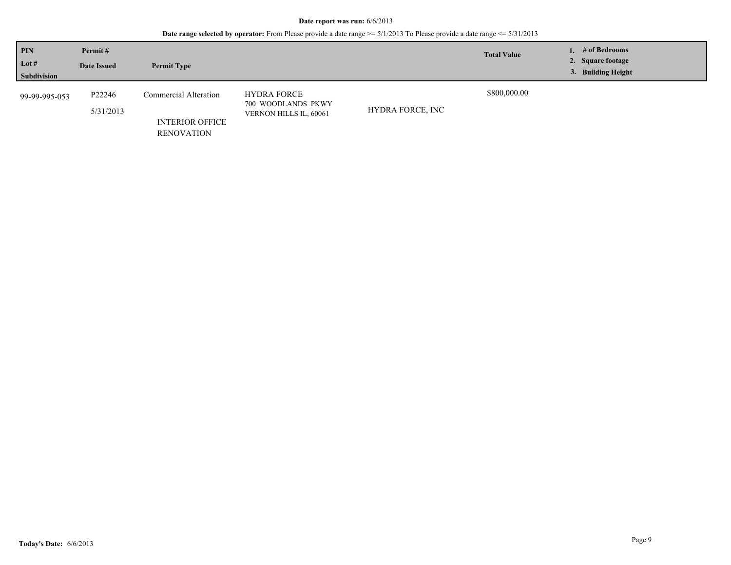**Date report was run:** 6/6/2013

**Date range selected by operator:** From Please provide a date range >= 5/1/2013 To Please provide a date range <= 5/31/2013

| PIN<br>Lot #<br>Subdivision | Permit #<br>Date Issued | Permit Type | | | Total Value | 1. # of Bedrooms<br>2. Square footage<br>3. Building Height |
|---|---|---|---|---|---|---|
| 99-99-995-053 | P22246<br>5/31/2013 | Commercial Alteration<br>INTERIOR OFFICE RENOVATION | HYDRA FORCE<br>700 WOODLANDS PKWY<br>VERNON HILLS IL, 60061 | HYDRA FORCE, INC | $800,000.00 | |

**Today's Date:** 6/6/2013